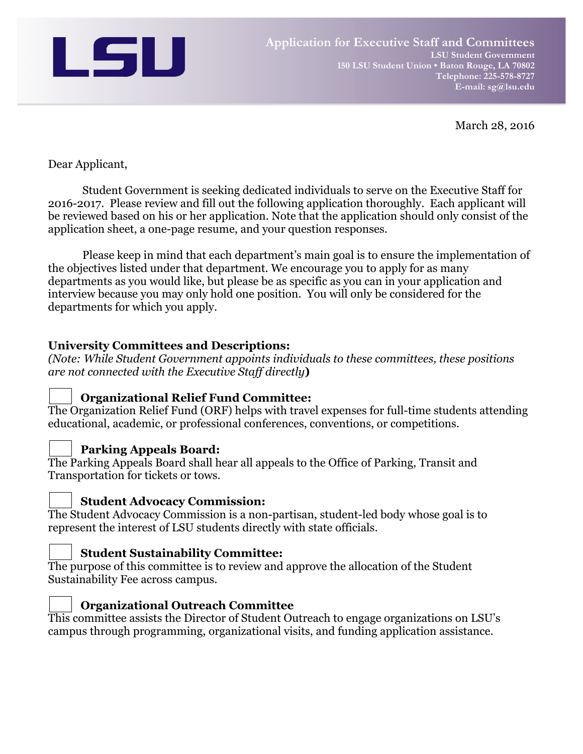LSU

# Application for Executive Staff and Committees

**LSU Student Government**
**150 LSU Student Union • Baton Rouge, LA 70802**
**Telephone: 225-578-8727**
**E-mail: sg@lsu.edu**

March 28, 2016

Dear Applicant,

Student Government is seeking dedicated individuals to serve on the Executive Staff for 2016-2017. Please review and fill out the following application thoroughly. Each applicant will be reviewed based on his or her application. Note that the application should only consist of the application sheet, a one-page resume, and your question responses.

Please keep in mind that each department's main goal is to ensure the implementation of the objectives listed under that department. We encourage you to apply for as many departments as you would like, but please be as specific as you can in your application and interview because you may only hold one position. You will only be considered for the departments for which you apply.

**University Committees and Descriptions:**
*(Note: While Student Government appoints individuals to these committees, these positions are not connected with the Executive Staff directly***)**

☐ **Organizational Relief Fund Committee:**
The Organization Relief Fund (ORF) helps with travel expenses for full-time students attending educational, academic, or professional conferences, conventions, or competitions.

☐ **Parking Appeals Board:**
The Parking Appeals Board shall hear all appeals to the Office of Parking, Transit and Transportation for tickets or tows.

☐ **Student Advocacy Commission:**
The Student Advocacy Commission is a non-partisan, student-led body whose goal is to represent the interest of LSU students directly with state officials.

☐ **Student Sustainability Committee:**
The purpose of this committee is to review and approve the allocation of the Student Sustainability Fee across campus.

☐ **Organizational Outreach Committee**
This committee assists the Director of Student Outreach to engage organizations on LSU's campus through programming, organizational visits, and funding application assistance.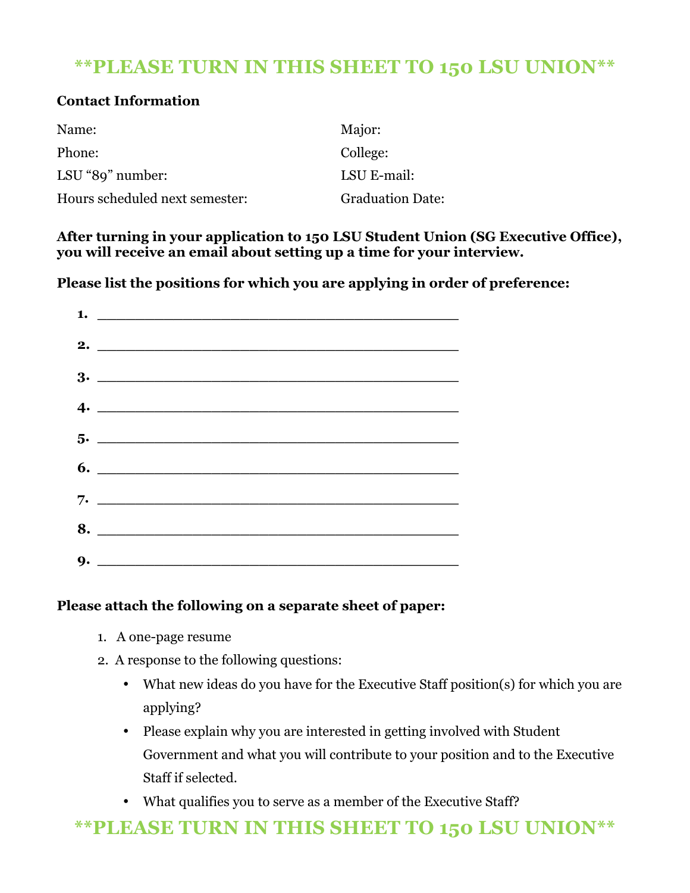## \*\*PLEASE TURN IN THIS SHEET TO 150 LSU UNION\*\*

**Contact Information**

Name:

Phone:

LSU "89" number:

Hours scheduled next semester:

Major:

College:

LSU E-mail:

Graduation Date:

**After turning in your application to 150 LSU Student Union (SG Executive Office), you will receive an email about setting up a time for your interview.**

**Please list the positions for which you are applying in order of preference:**

1. ________________________________________
2. ________________________________________
3. ________________________________________
4. ________________________________________
5. ________________________________________
6. ________________________________________
7. ________________________________________
8. ________________________________________
9. ________________________________________

**Please attach the following on a separate sheet of paper:**

1. A one-page resume
2. A response to the following questions:
   - What new ideas do you have for the Executive Staff position(s) for which you are applying?
   - Please explain why you are interested in getting involved with Student Government and what you will contribute to your position and to the Executive Staff if selected.
   - What qualifies you to serve as a member of the Executive Staff?

## \*\*PLEASE TURN IN THIS SHEET TO 150 LSU UNION\*\*